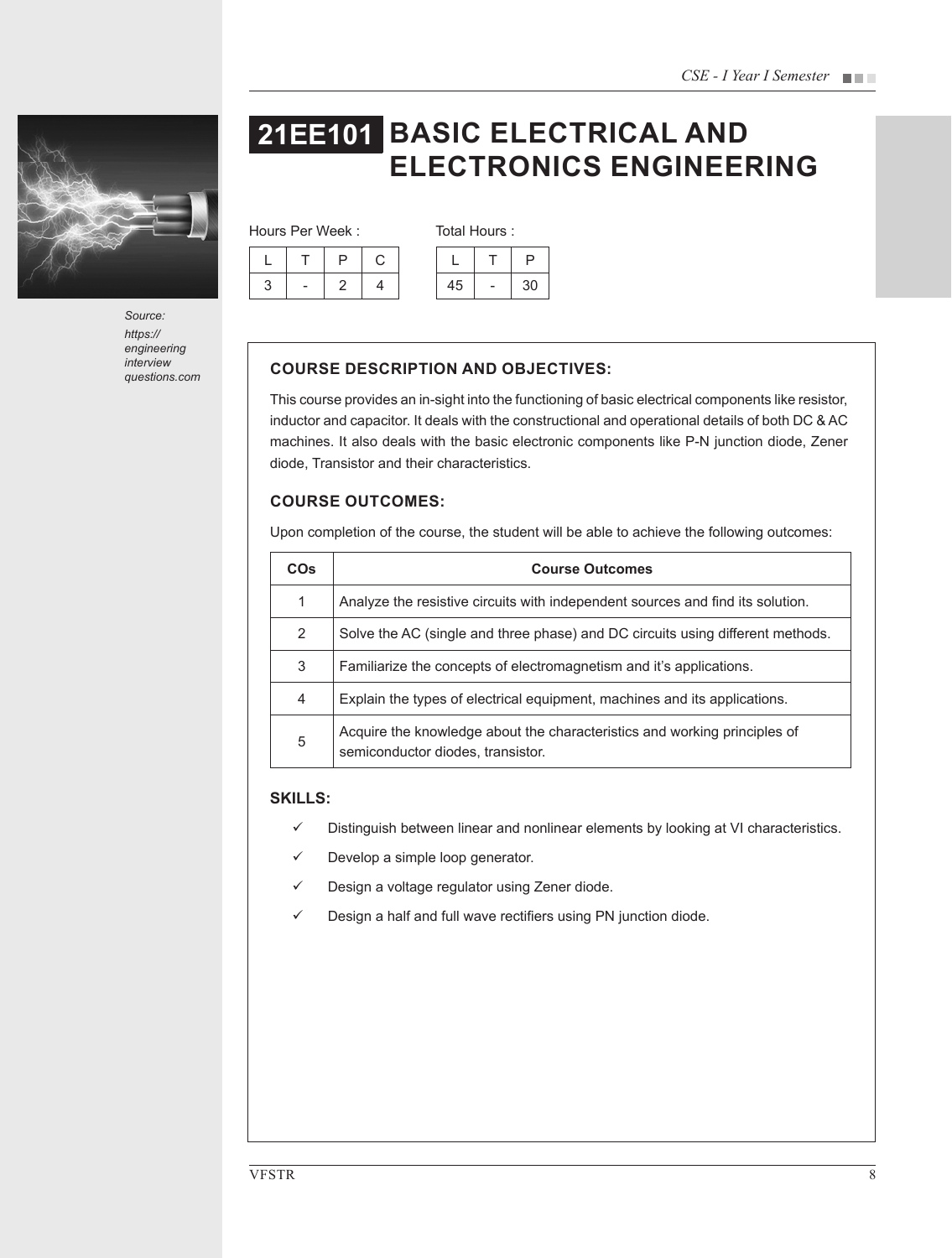# 21EE101 BASIC ELECTRICAL AND ELECTRONICS ENGINEERING

Source: https://engineeringinterviewquestions.com

Hours Per Week :

| L | T | P | C |
|---|---|---|---|
| 3 | - | 2 | 4 |

Total Hours :

| L | T | P |
|---|---|---|
| 45 | - | 30 |

## COURSE DESCRIPTION AND OBJECTIVES:

This course provides an in-sight into the functioning of basic electrical components like resistor, inductor and capacitor. It deals with the constructional and operational details of both DC & AC machines. It also deals with the basic electronic components like P-N junction diode, Zener diode, Transistor and their characteristics.

## COURSE OUTCOMES:

Upon completion of the course, the student will be able to achieve the following outcomes:

| COs | Course Outcomes |
|---|---|
| 1 | Analyze the resistive circuits with independent sources and find its solution. |
| 2 | Solve the AC (single and three phase) and DC circuits using different methods. |
| 3 | Familiarize the concepts of electromagnetism and it's applications. |
| 4 | Explain the types of electrical equipment, machines and its applications. |
| 5 | Acquire the knowledge about the characteristics and working principles of semiconductor diodes, transistor. |

## SKILLS:

- ✓ Distinguish between linear and nonlinear elements by looking at VI characteristics.
- ✓ Develop a simple loop generator.
- ✓ Design a voltage regulator using Zener diode.
- ✓ Design a half and full wave rectifiers using PN junction diode.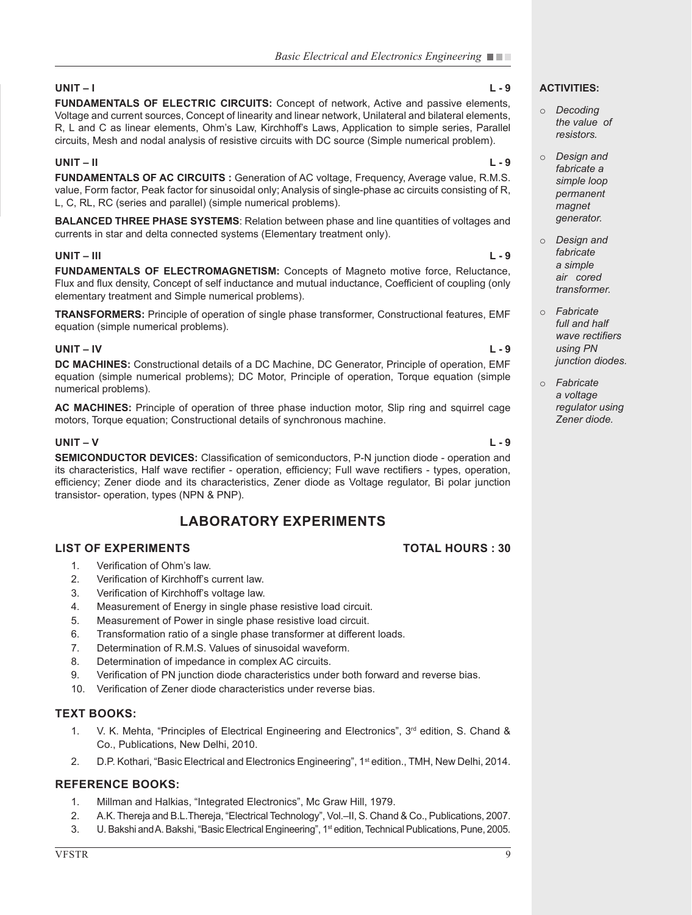**UNIT – I** **L - 9**

**FUNDAMENTALS OF ELECTRIC CIRCUITS:** Concept of network, Active and passive elements, Voltage and current sources, Concept of linearity and linear network, Unilateral and bilateral elements, R, L and C as linear elements, Ohm's Law, Kirchhoff's Laws, Application to simple series, Parallel circuits, Mesh and nodal analysis of resistive circuits with DC source (Simple numerical problem).

**UNIT – II** **L - 9**

**FUNDAMENTALS OF AC CIRCUITS :** Generation of AC voltage, Frequency, Average value, R.M.S. value, Form factor, Peak factor for sinusoidal only; Analysis of single-phase ac circuits consisting of R, L, C, RL, RC (series and parallel) (simple numerical problems).

**BALANCED THREE PHASE SYSTEMS**: Relation between phase and line quantities of voltages and currents in star and delta connected systems (Elementary treatment only).

**UNIT – III** **L - 9**

**FUNDAMENTALS OF ELECTROMAGNETISM:** Concepts of Magneto motive force, Reluctance, Flux and flux density, Concept of self inductance and mutual inductance, Coefficient of coupling (only elementary treatment and Simple numerical problems).

**TRANSFORMERS:** Principle of operation of single phase transformer, Constructional features, EMF equation (simple numerical problems).

**UNIT – IV** **L - 9**

**DC MACHINES:** Constructional details of a DC Machine, DC Generator, Principle of operation, EMF equation (simple numerical problems); DC Motor, Principle of operation, Torque equation (simple numerical problems).

**AC MACHINES:** Principle of operation of three phase induction motor, Slip ring and squirrel cage motors, Torque equation; Constructional details of synchronous machine.

**UNIT – V** **L - 9**

**SEMICONDUCTOR DEVICES:** Classification of semiconductors, P-N junction diode - operation and its characteristics, Half wave rectifier - operation, efficiency; Full wave rectifiers - types, operation, efficiency; Zener diode and its characteristics, Zener diode as Voltage regulator, Bi polar junction transistor- operation, types (NPN & PNP).

**ACTIVITIES:**

- *Decoding the value of resistors.*
- *Design and fabricate a simple loop permanent magnet generator.*
- *Design and fabricate a simple air cored transformer.*
- *Fabricate full and half wave rectifiers using PN junction diodes.*
- *Fabricate a voltage regulator using Zener diode.*

## LABORATORY EXPERIMENTS

### LIST OF EXPERIMENTS **TOTAL HOURS : 30**

1. Verification of Ohm's law.
2. Verification of Kirchhoff's current law.
3. Verification of Kirchhoff's voltage law.
4. Measurement of Energy in single phase resistive load circuit.
5. Measurement of Power in single phase resistive load circuit.
6. Transformation ratio of a single phase transformer at different loads.
7. Determination of R.M.S. Values of sinusoidal waveform.
8. Determination of impedance in complex AC circuits.
9. Verification of PN junction diode characteristics under both forward and reverse bias.
10. Verification of Zener diode characteristics under reverse bias.

### TEXT BOOKS:

1. V. K. Mehta, "Principles of Electrical Engineering and Electronics", 3rd edition, S. Chand & Co., Publications, New Delhi, 2010.
2. D.P. Kothari, "Basic Electrical and Electronics Engineering", 1st edition., TMH, New Delhi, 2014.

### REFERENCE BOOKS:

1. Millman and Halkias, "Integrated Electronics", Mc Graw Hill, 1979.
2. A.K. Thereja and B.L.Thereja, "Electrical Technology", Vol.–II, S. Chand & Co., Publications, 2007.
3. U. Bakshi and A. Bakshi, "Basic Electrical Engineering", 1st edition, Technical Publications, Pune, 2005.